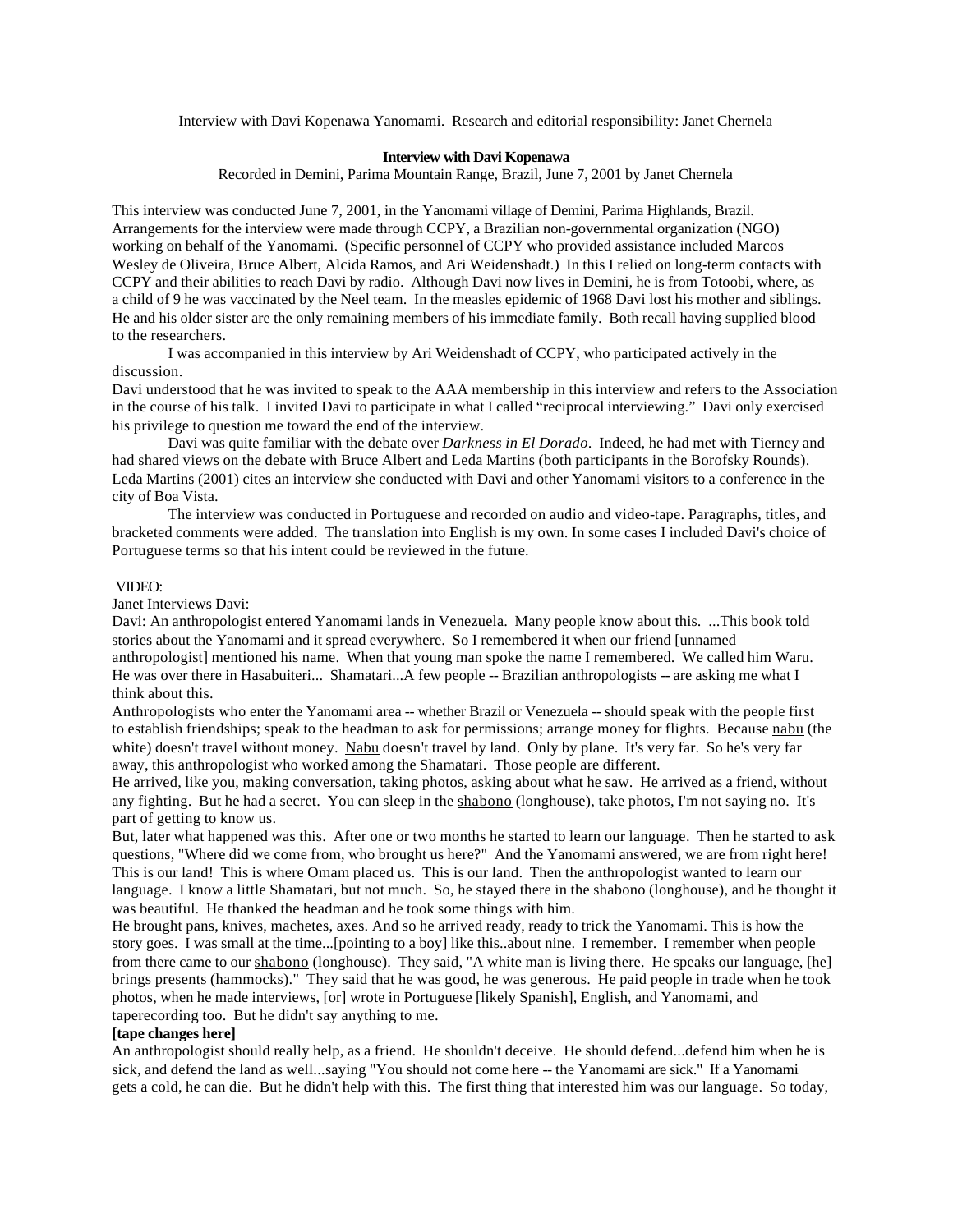Interview with Davi Kopenawa Yanomami. Research and editorial responsibility: Janet Chernela

**Interview with Davi Kopenawa**

Recorded in Demini, Parima Mountain Range, Brazil, June 7, 2001 by Janet Chernela

This interview was conducted June 7, 2001, in the Yanomami village of Demini, Parima Highlands, Brazil. Arrangements for the interview were made through CCPY, a Brazilian non-governmental organization (NGO) working on behalf of the Yanomami. (Specific personnel of CCPY who provided assistance included Marcos Wesley de Oliveira, Bruce Albert, Alcida Ramos, and Ari Weidenshadt.) In this I relied on long-term contacts with CCPY and their abilities to reach Davi by radio. Although Davi now lives in Demini, he is from Totoobi, where, as a child of 9 he was vaccinated by the Neel team. In the measles epidemic of 1968 Davi lost his mother and siblings. He and his older sister are the only remaining members of his immediate family. Both recall having supplied blood to the researchers.

I was accompanied in this interview by Ari Weidenshadt of CCPY, who participated actively in the discussion.

Davi understood that he was invited to speak to the AAA membership in this interview and refers to the Association in the course of his talk. I invited Davi to participate in what I called "reciprocal interviewing." Davi only exercised his privilege to question me toward the end of the interview.

Davi was quite familiar with the debate over *Darkness in El Dorado*. Indeed, he had met with Tierney and had shared views on the debate with Bruce Albert and Leda Martins (both participants in the Borofsky Rounds). Leda Martins (2001) cites an interview she conducted with Davi and other Yanomami visitors to a conference in the city of Boa Vista.

The interview was conducted in Portuguese and recorded on audio and video-tape. Paragraphs, titles, and bracketed comments were added. The translation into English is my own. In some cases I included Davi's choice of Portuguese terms so that his intent could be reviewed in the future.

VIDEO:

Janet Interviews Davi:

Davi: An anthropologist entered Yanomami lands in Venezuela. Many people know about this. ...This book told stories about the Yanomami and it spread everywhere. So I remembered it when our friend [unnamed anthropologist] mentioned his name. When that young man spoke the name I remembered. We called him Waru. He was over there in Hasabuiteri... Shamatari...A few people -- Brazilian anthropologists -- are asking me what I think about this.

Anthropologists who enter the Yanomami area -- whether Brazil or Venezuela -- should speak with the people first to establish friendships; speak to the headman to ask for permissions; arrange money for flights. Because nabu (the white) doesn't travel without money. Nabu doesn't travel by land. Only by plane. It's very far. So he's very far away, this anthropologist who worked among the Shamatari. Those people are different.

He arrived, like you, making conversation, taking photos, asking about what he saw. He arrived as a friend, without any fighting. But he had a secret. You can sleep in the shabono (longhouse), take photos, I'm not saying no. It's part of getting to know us.

But, later what happened was this. After one or two months he started to learn our language. Then he started to ask questions, "Where did we come from, who brought us here?" And the Yanomami answered, we are from right here! This is our land! This is where Omam placed us. This is our land. Then the anthropologist wanted to learn our language. I know a little Shamatari, but not much. So, he stayed there in the shabono (longhouse), and he thought it was beautiful. He thanked the headman and he took some things with him.

He brought pans, knives, machetes, axes. And so he arrived ready, ready to trick the Yanomami. This is how the story goes. I was small at the time...[pointing to a boy] like this..about nine. I remember. I remember when people from there came to our shabono (longhouse). They said, "A white man is living there. He speaks our language, [he] brings presents (hammocks)." They said that he was good, he was generous. He paid people in trade when he took photos, when he made interviews, [or] wrote in Portuguese [likely Spanish], English, and Yanomami, and taperecording too. But he didn't say anything to me.

**[tape changes here]**

An anthropologist should really help, as a friend. He shouldn't deceive. He should defend...defend him when he is sick, and defend the land as well...saying "You should not come here -- the Yanomami are sick." If a Yanomami gets a cold, he can die. But he didn't help with this. The first thing that interested him was our language. So today,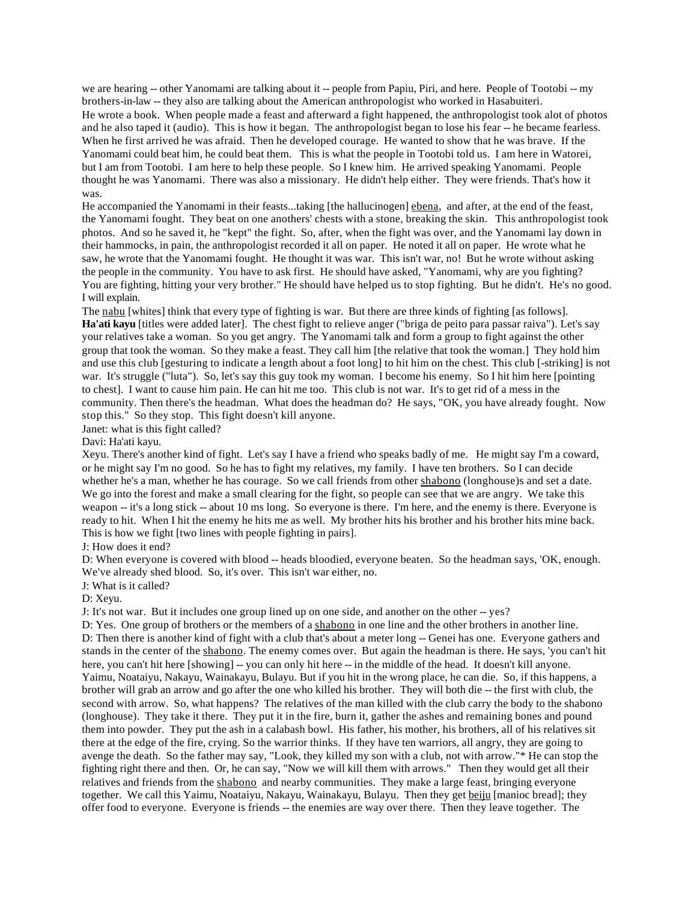we are hearing -- other Yanomami are talking about it -- people from Papiu, Piri, and here. People of Tootobi -- my brothers-in-law -- they also are talking about the American anthropologist who worked in Hasabuiteri.

He wrote a book. When people made a feast and afterward a fight happened, the anthropologist took alot of photos and he also taped it (audio). This is how it began. The anthropologist began to lose his fear -- he became fearless. When he first arrived he was afraid. Then he developed courage. He wanted to show that he was brave. If the Yanomami could beat him, he could beat them. This is what the people in Tootobi told us. I am here in Watorei, but I am from Tootobi. I am here to help these people. So I knew him. He arrived speaking Yanomami. People thought he was Yanomami. There was also a missionary. He didn't help either. They were friends. That's how it was.

He accompanied the Yanomami in their feasts...taking [the hallucinogen] ebena, and after, at the end of the feast, the Yanomami fought. They beat on one anothers' chests with a stone, breaking the skin. This anthropologist took photos. And so he saved it, he "kept" the fight. So, after, when the fight was over, and the Yanomami lay down in their hammocks, in pain, the anthropologist recorded it all on paper. He noted it all on paper. He wrote what he saw, he wrote that the Yanomami fought. He thought it was war. This isn't war, no! But he wrote without asking the people in the community. You have to ask first. He should have asked, "Yanomami, why are you fighting? You are fighting, hitting your very brother." He should have helped us to stop fighting. But he didn't. He's no good. I will explain.

The nabu [whites] think that every type of fighting is war. But there are three kinds of fighting [as follows]. **Ha'ati kayu** [titles were added later]. The chest fight to relieve anger ("briga de peito para passar raiva"). Let's say your relatives take a woman. So you get angry. The Yanomami talk and form a group to fight against the other group that took the woman. So they make a feast. They call him [the relative that took the woman.] They hold him and use this club [gesturing to indicate a length about a foot long] to hit him on the chest. This club [-striking] is not war. It's struggle ("luta"). So, let's say this guy took my woman. I become his enemy. So I hit him here [pointing to chest]. I want to cause him pain. He can hit me too. This club is not war. It's to get rid of a mess in the community. Then there's the headman. What does the headman do? He says, "OK, you have already fought. Now stop this." So they stop. This fight doesn't kill anyone.

Janet: what is this fight called?

Davi: Ha'ati kayu.

Xeyu. There's another kind of fight. Let's say I have a friend who speaks badly of me. He might say I'm a coward, or he might say I'm no good. So he has to fight my relatives, my family. I have ten brothers. So I can decide whether he's a man, whether he has courage. So we call friends from other shabono (longhouse)s and set a date. We go into the forest and make a small clearing for the fight, so people can see that we are angry. We take this weapon -- it's a long stick -- about 10 ms long. So everyone is there. I'm here, and the enemy is there. Everyone is ready to hit. When I hit the enemy he hits me as well. My brother hits his brother and his brother hits mine back. This is how we fight [two lines with people fighting in pairs].

J: How does it end?

D: When everyone is covered with blood -- heads bloodied, everyone beaten. So the headman says, 'OK, enough. We've already shed blood. So, it's over. This isn't war either, no.

J: What is it called?

D: Xeyu.

J: It's not war. But it includes one group lined up on one side, and another on the other -- yes?

D: Yes. One group of brothers or the members of a shabono in one line and the other brothers in another line.

D: Then there is another kind of fight with a club that's about a meter long -- Genei has one. Everyone gathers and stands in the center of the shabono. The enemy comes over. But again the headman is there. He says, 'you can't hit here, you can't hit here [showing] -- you can only hit here -- in the middle of the head. It doesn't kill anyone. Yaimu, Noataiyu, Nakayu, Wainakayu, Bulayu. But if you hit in the wrong place, he can die. So, if this happens, a brother will grab an arrow and go after the one who killed his brother. They will both die -- the first with club, the second with arrow. So, what happens? The relatives of the man killed with the club carry the body to the shabono (longhouse). They take it there. They put it in the fire, burn it, gather the ashes and remaining bones and pound them into powder. They put the ash in a calabash bowl. His father, his mother, his brothers, all of his relatives sit there at the edge of the fire, crying. So the warrior thinks. If they have ten warriors, all angry, they are going to avenge the death. So the father may say, "Look, they killed my son with a club, not with arrow."* He can stop the fighting right there and then. Or, he can say, "Now we will kill them with arrows." Then they would get all their relatives and friends from the shabono and nearby communities. They make a large feast, bringing everyone together. We call this Yaimu, Noataiyu, Nakayu, Wainakayu, Bulayu. Then they get beiju [manioc bread]; they offer food to everyone. Everyone is friends -- the enemies are way over there. Then they leave together. The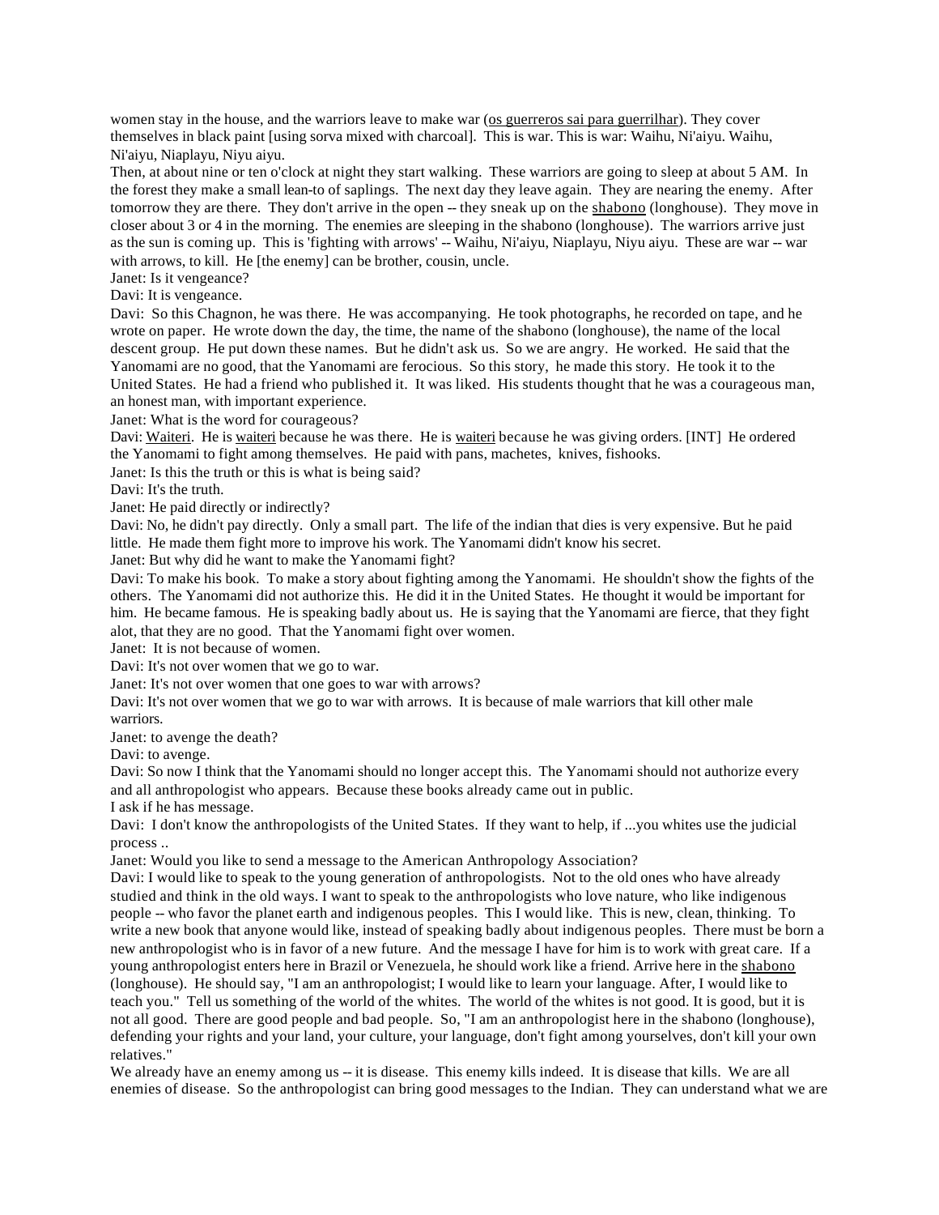women stay in the house, and the warriors leave to make war (os guerreros sai para guerrilhar). They cover themselves in black paint [using sorva mixed with charcoal]. This is war. This is war: Waihu, Ni'aiyu. Waihu, Ni'aiyu, Niaplayu, Niyu aiyu.

Then, at about nine or ten o'clock at night they start walking. These warriors are going to sleep at about 5 AM. In the forest they make a small lean-to of saplings. The next day they leave again. They are nearing the enemy. After tomorrow they are there. They don't arrive in the open -- they sneak up on the shabono (longhouse). They move in closer about 3 or 4 in the morning. The enemies are sleeping in the shabono (longhouse). The warriors arrive just as the sun is coming up. This is 'fighting with arrows' -- Waihu, Ni'aiyu, Niaplayu, Niyu aiyu. These are war -- war with arrows, to kill. He [the enemy] can be brother, cousin, uncle.

Janet: Is it vengeance?

Davi: It is vengeance.

Davi: So this Chagnon, he was there. He was accompanying. He took photographs, he recorded on tape, and he wrote on paper. He wrote down the day, the time, the name of the shabono (longhouse), the name of the local descent group. He put down these names. But he didn't ask us. So we are angry. He worked. He said that the Yanomami are no good, that the Yanomami are ferocious. So this story, he made this story. He took it to the United States. He had a friend who published it. It was liked. His students thought that he was a courageous man, an honest man, with important experience.

Janet: What is the word for courageous?

Davi: Waiteri. He is waiteri because he was there. He is waiteri because he was giving orders. [INT] He ordered the Yanomami to fight among themselves. He paid with pans, machetes, knives, fishooks.

Janet: Is this the truth or this is what is being said?

Davi: It's the truth.

Janet: He paid directly or indirectly?

Davi: No, he didn't pay directly. Only a small part. The life of the indian that dies is very expensive. But he paid little. He made them fight more to improve his work. The Yanomami didn't know his secret.

Janet: But why did he want to make the Yanomami fight?

Davi: To make his book. To make a story about fighting among the Yanomami. He shouldn't show the fights of the others. The Yanomami did not authorize this. He did it in the United States. He thought it would be important for him. He became famous. He is speaking badly about us. He is saying that the Yanomami are fierce, that they fight alot, that they are no good. That the Yanomami fight over women.

Janet: It is not because of women.

Davi: It's not over women that we go to war.

Janet: It's not over women that one goes to war with arrows?

Davi: It's not over women that we go to war with arrows. It is because of male warriors that kill other male warriors.

Janet: to avenge the death?

Davi: to avenge.

Davi: So now I think that the Yanomami should no longer accept this. The Yanomami should not authorize every and all anthropologist who appears. Because these books already came out in public.

I ask if he has message.

Davi: I don't know the anthropologists of the United States. If they want to help, if ...you whites use the judicial process ..

Janet: Would you like to send a message to the American Anthropology Association?

Davi: I would like to speak to the young generation of anthropologists. Not to the old ones who have already studied and think in the old ways. I want to speak to the anthropologists who love nature, who like indigenous people -- who favor the planet earth and indigenous peoples. This I would like. This is new, clean, thinking. To write a new book that anyone would like, instead of speaking badly about indigenous peoples. There must be born a new anthropologist who is in favor of a new future. And the message I have for him is to work with great care. If a young anthropologist enters here in Brazil or Venezuela, he should work like a friend. Arrive here in the shabono (longhouse). He should say, "I am an anthropologist; I would like to learn your language. After, I would like to teach you." Tell us something of the world of the whites. The world of the whites is not good. It is good, but it is not all good. There are good people and bad people. So, "I am an anthropologist here in the shabono (longhouse), defending your rights and your land, your culture, your language, don't fight among yourselves, don't kill your own relatives."

We already have an enemy among us -- it is disease. This enemy kills indeed. It is disease that kills. We are all enemies of disease. So the anthropologist can bring good messages to the Indian. They can understand what we are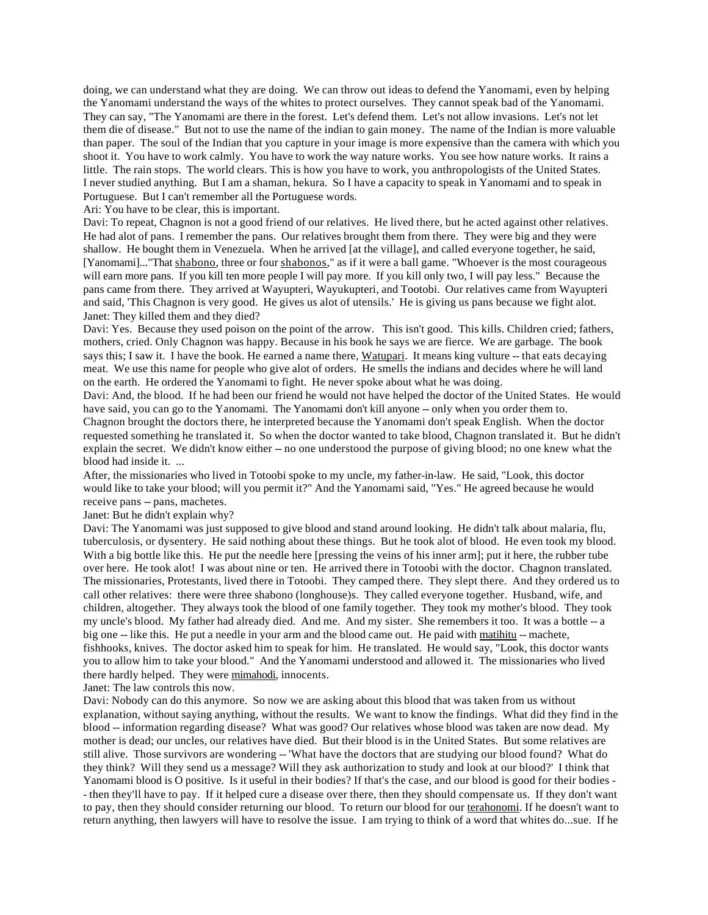doing, we can understand what they are doing. We can throw out ideas to defend the Yanomami, even by helping the Yanomami understand the ways of the whites to protect ourselves. They cannot speak bad of the Yanomami. They can say, "The Yanomami are there in the forest. Let's defend them. Let's not allow invasions. Let's not let them die of disease." But not to use the name of the indian to gain money. The name of the Indian is more valuable than paper. The soul of the Indian that you capture in your image is more expensive than the camera with which you shoot it. You have to work calmly. You have to work the way nature works. You see how nature works. It rains a little. The rain stops. The world clears. This is how you have to work, you anthropologists of the United States. I never studied anything. But I am a shaman, hekura. So I have a capacity to speak in Yanomami and to speak in Portuguese. But I can't remember all the Portuguese words.

Ari: You have to be clear, this is important.

Davi: To repeat, Chagnon is not a good friend of our relatives. He lived there, but he acted against other relatives. He had alot of pans. I remember the pans. Our relatives brought them from there. They were big and they were shallow. He bought them in Venezuela. When he arrived [at the village], and called everyone together, he said, [Yanomami]..."That <u>shabono</u>, three or four <u>shabonos</u>," as if it were a ball game. "Whoever is the most courageous will earn more pans. If you kill ten more people I will pay more. If you kill only two, I will pay less." Because the pans came from there. They arrived at Wayupteri, Wayukupteri, and Tootobi. Our relatives came from Wayupteri and said, 'This Chagnon is very good. He gives us alot of utensils.' He is giving us pans because we fight alot.

Janet: They killed them and they died?

Davi: Yes. Because they used poison on the point of the arrow. This isn't good. This kills. Children cried; fathers, mothers, cried. Only Chagnon was happy. Because in his book he says we are fierce. We are garbage. The book says this; I saw it. I have the book. He earned a name there, <u>Watupari</u>. It means king vulture -- that eats decaying meat. We use this name for people who give alot of orders. He smells the indians and decides where he will land on the earth. He ordered the Yanomami to fight. He never spoke about what he was doing.

Davi: And, the blood. If he had been our friend he would not have helped the doctor of the United States. He would have said, you can go to the Yanomami. The Yanomami don't kill anyone -- only when you order them to. Chagnon brought the doctors there, he interpreted because the Yanomami don't speak English. When the doctor requested something he translated it. So when the doctor wanted to take blood, Chagnon translated it. But he didn't explain the secret. We didn't know either -- no one understood the purpose of giving blood; no one knew what the blood had inside it. ...

After, the missionaries who lived in Totoobi spoke to my uncle, my father-in-law. He said, "Look, this doctor would like to take your blood; will you permit it?" And the Yanomami said, "Yes." He agreed because he would receive pans -- pans, machetes.

Janet: But he didn't explain why?

Davi: The Yanomami was just supposed to give blood and stand around looking. He didn't talk about malaria, flu, tuberculosis, or dysentery. He said nothing about these things. But he took alot of blood. He even took my blood. With a big bottle like this. He put the needle here [pressing the veins of his inner arm]; put it here, the rubber tube over here. He took alot! I was about nine or ten. He arrived there in Totoobi with the doctor. Chagnon translated. The missionaries, Protestants, lived there in Totoobi. They camped there. They slept there. And they ordered us to call other relatives: there were three shabono (longhouse)s. They called everyone together. Husband, wife, and children, altogether. They always took the blood of one family together. They took my mother's blood. They took my uncle's blood. My father had already died. And me. And my sister. She remembers it too. It was a bottle -- a big one -- like this. He put a needle in your arm and the blood came out. He paid with <u>matihitu</u> -- machete, fishhooks, knives. The doctor asked him to speak for him. He translated. He would say, "Look, this doctor wants you to allow him to take your blood." And the Yanomami understood and allowed it. The missionaries who lived there hardly helped. They were <u>mimahodi</u>, innocents.

Janet: The law controls this now.

Davi: Nobody can do this anymore. So now we are asking about this blood that was taken from us without explanation, without saying anything, without the results. We want to know the findings. What did they find in the blood -- information regarding disease? What was good? Our relatives whose blood was taken are now dead. My mother is dead; our uncles, our relatives have died. But their blood is in the United States. But some relatives are still alive. Those survivors are wondering -- 'What have the doctors that are studying our blood found? What do they think? Will they send us a message? Will they ask authorization to study and look at our blood?' I think that Yanomami blood is O positive. Is it useful in their bodies? If that's the case, and our blood is good for their bodies -- then they'll have to pay. If it helped cure a disease over there, then they should compensate us. If they don't want to pay, then they should consider returning our blood. To return our blood for our <u>terahonomi</u>. If he doesn't want to return anything, then lawyers will have to resolve the issue. I am trying to think of a word that whites do...sue. If he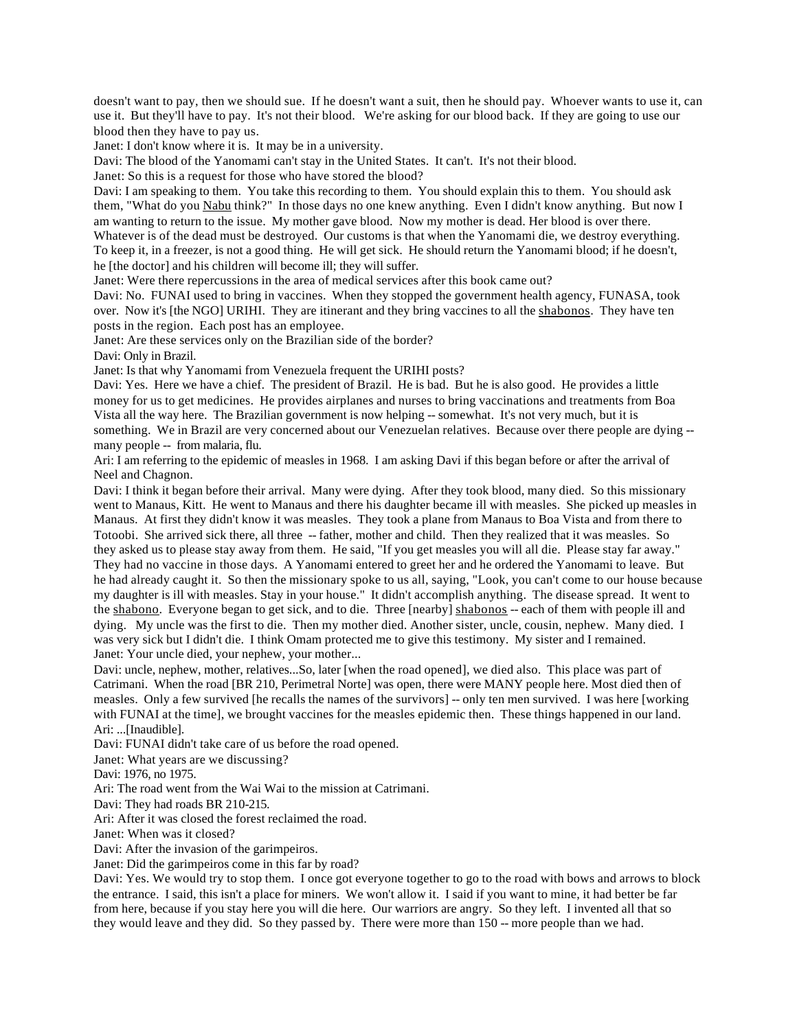doesn't want to pay, then we should sue. If he doesn't want a suit, then he should pay. Whoever wants to use it, can use it. But they'll have to pay. It's not their blood. We're asking for our blood back. If they are going to use our blood then they have to pay us.

Janet: I don't know where it is. It may be in a university.

Davi: The blood of the Yanomami can't stay in the United States. It can't. It's not their blood.

Janet: So this is a request for those who have stored the blood?

Davi: I am speaking to them. You take this recording to them. You should explain this to them. You should ask them, "What do you Nabu think?" In those days no one knew anything. Even I didn't know anything. But now I am wanting to return to the issue. My mother gave blood. Now my mother is dead. Her blood is over there. Whatever is of the dead must be destroyed. Our customs is that when the Yanomami die, we destroy everything. To keep it, in a freezer, is not a good thing. He will get sick. He should return the Yanomami blood; if he doesn't, he [the doctor] and his children will become ill; they will suffer.

Janet: Were there repercussions in the area of medical services after this book came out?

Davi: No. FUNAI used to bring in vaccines. When they stopped the government health agency, FUNASA, took over. Now it's [the NGO] URIHI. They are itinerant and they bring vaccines to all the shabonos. They have ten posts in the region. Each post has an employee.

Janet: Are these services only on the Brazilian side of the border?

Davi: Only in Brazil.

Janet: Is that why Yanomami from Venezuela frequent the URIHI posts?

Davi: Yes. Here we have a chief. The president of Brazil. He is bad. But he is also good. He provides a little money for us to get medicines. He provides airplanes and nurses to bring vaccinations and treatments from Boa Vista all the way here. The Brazilian government is now helping -- somewhat. It's not very much, but it is something. We in Brazil are very concerned about our Venezuelan relatives. Because over there people are dying -- many people -- from malaria, flu.

Ari: I am referring to the epidemic of measles in 1968. I am asking Davi if this began before or after the arrival of Neel and Chagnon.

Davi: I think it began before their arrival. Many were dying. After they took blood, many died. So this missionary went to Manaus, Kitt. He went to Manaus and there his daughter became ill with measles. She picked up measles in Manaus. At first they didn't know it was measles. They took a plane from Manaus to Boa Vista and from there to Totoobi. She arrived sick there, all three -- father, mother and child. Then they realized that it was measles. So they asked us to please stay away from them. He said, "If you get measles you will all die. Please stay far away." They had no vaccine in those days. A Yanomami entered to greet her and he ordered the Yanomami to leave. But he had already caught it. So then the missionary spoke to us all, saying, "Look, you can't come to our house because my daughter is ill with measles. Stay in your house." It didn't accomplish anything. The disease spread. It went to the shabono. Everyone began to get sick, and to die. Three [nearby] shabonos -- each of them with people ill and dying. My uncle was the first to die. Then my mother died. Another sister, uncle, cousin, nephew. Many died. I was very sick but I didn't die. I think Omam protected me to give this testimony. My sister and I remained.

Janet: Your uncle died, your nephew, your mother...

Davi: uncle, nephew, mother, relatives...So, later [when the road opened], we died also. This place was part of Catrimani. When the road [BR 210, Perimetral Norte] was open, there were MANY people here. Most died then of measles. Only a few survived [he recalls the names of the survivors] -- only ten men survived. I was here [working with FUNAI at the time], we brought vaccines for the measles epidemic then. These things happened in our land.

Ari: ...[Inaudible].

Davi: FUNAI didn't take care of us before the road opened.

Janet: What years are we discussing?

Davi: 1976, no 1975.

Ari: The road went from the Wai Wai to the mission at Catrimani.

Davi: They had roads BR 210-215.

Ari: After it was closed the forest reclaimed the road.

Janet: When was it closed?

Davi: After the invasion of the garimpeiros.

Janet: Did the garimpeiros come in this far by road?

Davi: Yes. We would try to stop them. I once got everyone together to go to the road with bows and arrows to block the entrance. I said, this isn't a place for miners. We won't allow it. I said if you want to mine, it had better be far from here, because if you stay here you will die here. Our warriors are angry. So they left. I invented all that so they would leave and they did. So they passed by. There were more than 150 -- more people than we had.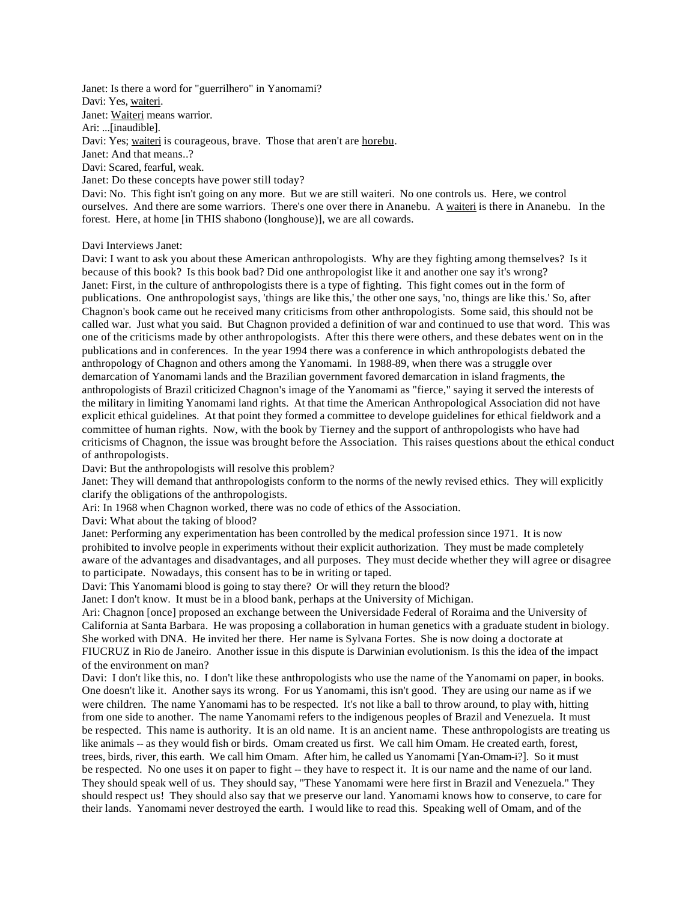Janet: Is there a word for "guerrilhero" in Yanomami?
Davi: Yes, waiteri.
Janet: Waiteri means warrior.
Ari: ...[inaudible].
Davi: Yes; waiteri is courageous, brave. Those that aren't are horebu.
Janet: And that means..?
Davi: Scared, fearful, weak.
Janet: Do these concepts have power still today?
Davi: No. This fight isn't going on any more. But we are still waiteri. No one controls us. Here, we control ourselves. And there are some warriors. There's one over there in Ananebu. A waiteri is there in Ananebu. In the forest. Here, at home [in THIS shabono (longhouse)], we are all cowards.

Davi Interviews Janet:
Davi: I want to ask you about these American anthropologists. Why are they fighting among themselves? Is it because of this book? Is this book bad? Did one anthropologist like it and another one say it's wrong?
Janet: First, in the culture of anthropologists there is a type of fighting. This fight comes out in the form of publications. One anthropologist says, 'things are like this,' the other one says, 'no, things are like this.' So, after Chagnon's book came out he received many criticisms from other anthropologists. Some said, this should not be called war. Just what you said. But Chagnon provided a definition of war and continued to use that word. This was one of the criticisms made by other anthropologists. After this there were others, and these debates went on in the publications and in conferences. In the year 1994 there was a conference in which anthropologists debated the anthropology of Chagnon and others among the Yanomami. In 1988-89, when there was a struggle over demarcation of Yanomami lands and the Brazilian government favored demarcation in island fragments, the anthropologists of Brazil criticized Chagnon's image of the Yanomami as "fierce," saying it served the interests of the military in limiting Yanomami land rights. At that time the American Anthropological Association did not have explicit ethical guidelines. At that point they formed a committee to develope guidelines for ethical fieldwork and a committee of human rights. Now, with the book by Tierney and the support of anthropologists who have had criticisms of Chagnon, the issue was brought before the Association. This raises questions about the ethical conduct of anthropologists.
Davi: But the anthropologists will resolve this problem?
Janet: They will demand that anthropologists conform to the norms of the newly revised ethics. They will explicitly clarify the obligations of the anthropologists.
Ari: In 1968 when Chagnon worked, there was no code of ethics of the Association.
Davi: What about the taking of blood?
Janet: Performing any experimentation has been controlled by the medical profession since 1971. It is now prohibited to involve people in experiments without their explicit authorization. They must be made completely aware of the advantages and disadvantages, and all purposes. They must decide whether they will agree or disagree to participate. Nowadays, this consent has to be in writing or taped.
Davi: This Yanomami blood is going to stay there? Or will they return the blood?
Janet: I don't know. It must be in a blood bank, perhaps at the University of Michigan.
Ari: Chagnon [once] proposed an exchange between the Universidade Federal of Roraima and the University of California at Santa Barbara. He was proposing a collaboration in human genetics with a graduate student in biology. She worked with DNA. He invited her there. Her name is Sylvana Fortes. She is now doing a doctorate at FIUCRUZ in Rio de Janeiro. Another issue in this dispute is Darwinian evolutionism. Is this the idea of the impact of the environment on man?
Davi: I don't like this, no. I don't like these anthropologists who use the name of the Yanomami on paper, in books. One doesn't like it. Another says its wrong. For us Yanomami, this isn't good. They are using our name as if we were children. The name Yanomami has to be respected. It's not like a ball to throw around, to play with, hitting from one side to another. The name Yanomami refers to the indigenous peoples of Brazil and Venezuela. It must be respected. This name is authority. It is an old name. It is an ancient name. These anthropologists are treating us like animals -- as they would fish or birds. Omam created us first. We call him Omam. He created earth, forest, trees, birds, river, this earth. We call him Omam. After him, he called us Yanomami [Yan-Omam-i?]. So it must be respected. No one uses it on paper to fight -- they have to respect it. It is our name and the name of our land. They should speak well of us. They should say, "These Yanomami were here first in Brazil and Venezuela." They should respect us! They should also say that we preserve our land. Yanomami knows how to conserve, to care for their lands. Yanomami never destroyed the earth. I would like to read this. Speaking well of Omam, and of the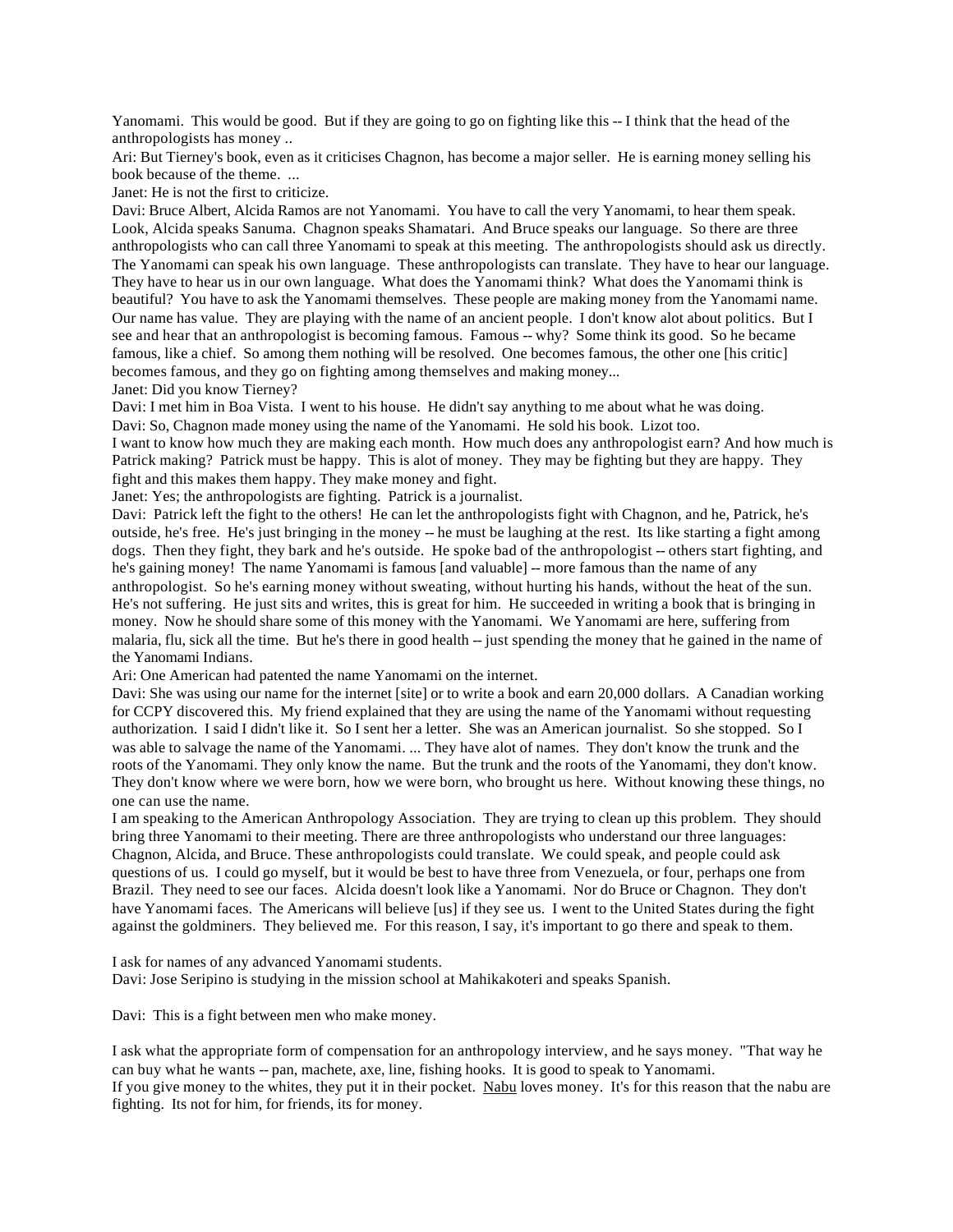Yanomami. This would be good. But if they are going to go on fighting like this -- I think that the head of the anthropologists has money ..

Ari: But Tierney's book, even as it criticises Chagnon, has become a major seller. He is earning money selling his book because of the theme. ...

Janet: He is not the first to criticize.

Davi: Bruce Albert, Alcida Ramos are not Yanomami. You have to call the very Yanomami, to hear them speak. Look, Alcida speaks Sanuma. Chagnon speaks Shamatari. And Bruce speaks our language. So there are three anthropologists who can call three Yanomami to speak at this meeting. The anthropologists should ask us directly. The Yanomami can speak his own language. These anthropologists can translate. They have to hear our language. They have to hear us in our own language. What does the Yanomami think? What does the Yanomami think is beautiful? You have to ask the Yanomami themselves. These people are making money from the Yanomami name. Our name has value. They are playing with the name of an ancient people. I don't know alot about politics. But I see and hear that an anthropologist is becoming famous. Famous -- why? Some think its good. So he became famous, like a chief. So among them nothing will be resolved. One becomes famous, the other one [his critic] becomes famous, and they go on fighting among themselves and making money...

Janet: Did you know Tierney?

Davi: I met him in Boa Vista. I went to his house. He didn't say anything to me about what he was doing.

Davi: So, Chagnon made money using the name of the Yanomami. He sold his book. Lizot too.

I want to know how much they are making each month. How much does any anthropologist earn? And how much is Patrick making? Patrick must be happy. This is alot of money. They may be fighting but they are happy. They fight and this makes them happy. They make money and fight.

Janet: Yes; the anthropologists are fighting. Patrick is a journalist.

Davi: Patrick left the fight to the others! He can let the anthropologists fight with Chagnon, and he, Patrick, he's outside, he's free. He's just bringing in the money -- he must be laughing at the rest. Its like starting a fight among dogs. Then they fight, they bark and he's outside. He spoke bad of the anthropologist -- others start fighting, and he's gaining money! The name Yanomami is famous [and valuable] -- more famous than the name of any anthropologist. So he's earning money without sweating, without hurting his hands, without the heat of the sun. He's not suffering. He just sits and writes, this is great for him. He succeeded in writing a book that is bringing in money. Now he should share some of this money with the Yanomami. We Yanomami are here, suffering from malaria, flu, sick all the time. But he's there in good health -- just spending the money that he gained in the name of the Yanomami Indians.

Ari: One American had patented the name Yanomami on the internet.

Davi: She was using our name for the internet [site] or to write a book and earn 20,000 dollars. A Canadian working for CCPY discovered this. My friend explained that they are using the name of the Yanomami without requesting authorization. I said I didn't like it. So I sent her a letter. She was an American journalist. So she stopped. So I was able to salvage the name of the Yanomami. ... They have alot of names. They don't know the trunk and the roots of the Yanomami. They only know the name. But the trunk and the roots of the Yanomami, they don't know. They don't know where we were born, how we were born, who brought us here. Without knowing these things, no one can use the name.

I am speaking to the American Anthropology Association. They are trying to clean up this problem. They should bring three Yanomami to their meeting. There are three anthropologists who understand our three languages: Chagnon, Alcida, and Bruce. These anthropologists could translate. We could speak, and people could ask questions of us. I could go myself, but it would be best to have three from Venezuela, or four, perhaps one from Brazil. They need to see our faces. Alcida doesn't look like a Yanomami. Nor do Bruce or Chagnon. They don't have Yanomami faces. The Americans will believe [us] if they see us. I went to the United States during the fight against the goldminers. They believed me. For this reason, I say, it's important to go there and speak to them.

I ask for names of any advanced Yanomami students.

Davi: Jose Seripino is studying in the mission school at Mahikakoteri and speaks Spanish.

Davi: This is a fight between men who make money.

I ask what the appropriate form of compensation for an anthropology interview, and he says money. "That way he can buy what he wants -- pan, machete, axe, line, fishing hooks. It is good to speak to Yanomami.

If you give money to the whites, they put it in their pocket. Nabu loves money. It's for this reason that the nabu are fighting. Its not for him, for friends, its for money.